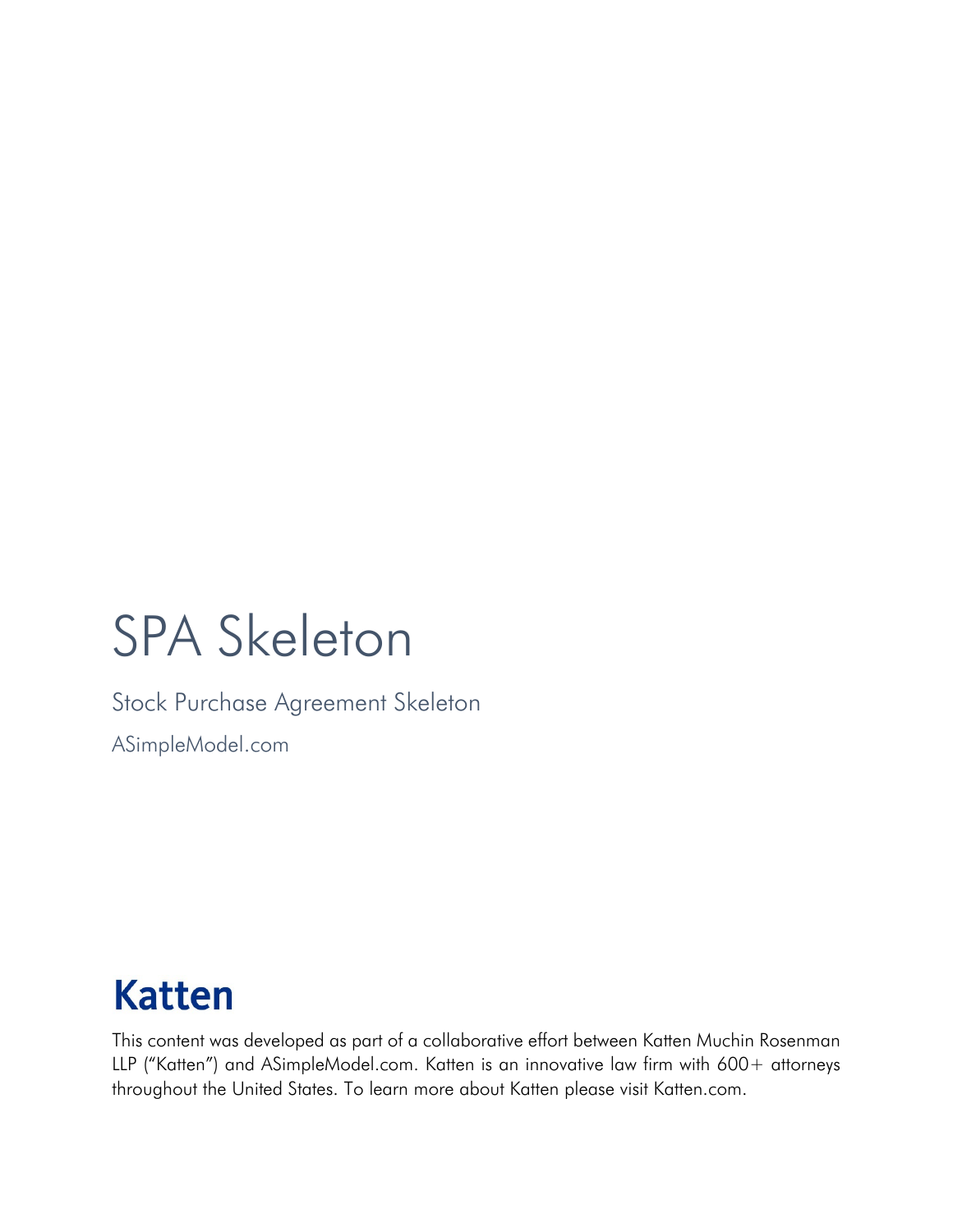# SPA Skeleton

## Stock Purchase Agreement Skeleton

ASimpleModel.com

**Katten**

This content was developed as part of a collaborative effort between Katten Muchin Rosenman LLP ("Katten") and ASimpleModel.com. Katten is an innovative law firm with 600+ attorneys throughout the United States. To learn more about Katten please visit Katten.com.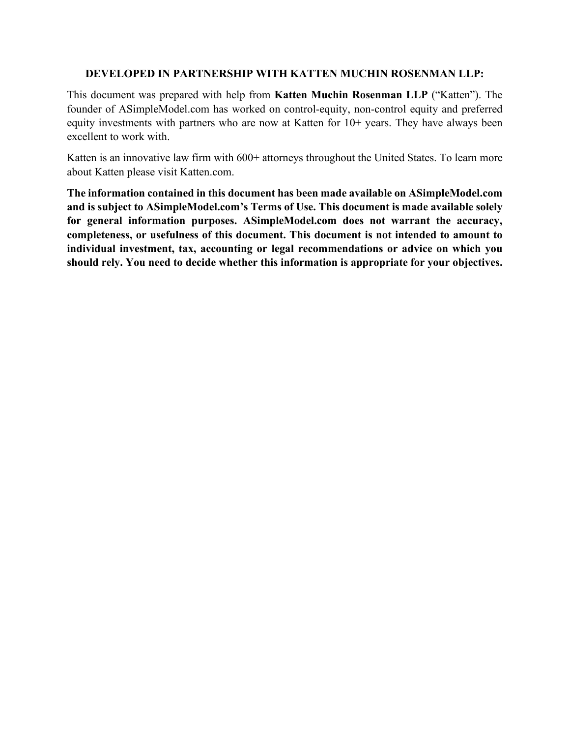**DEVELOPED IN PARTNERSHIP WITH KATTEN MUCHIN ROSENMAN LLP:**

This document was prepared with help from **Katten Muchin Rosenman LLP** ("Katten"). The founder of ASimpleModel.com has worked on control-equity, non-control equity and preferred equity investments with partners who are now at Katten for 10+ years. They have always been excellent to work with.

Katten is an innovative law firm with 600+ attorneys throughout the United States. To learn more about Katten please visit Katten.com.

**The information contained in this document has been made available on ASimpleModel.com and is subject to ASimpleModel.com's Terms of Use. This document is made available solely for general information purposes. ASimpleModel.com does not warrant the accuracy, completeness, or usefulness of this document. This document is not intended to amount to individual investment, tax, accounting or legal recommendations or advice on which you should rely. You need to decide whether this information is appropriate for your objectives.**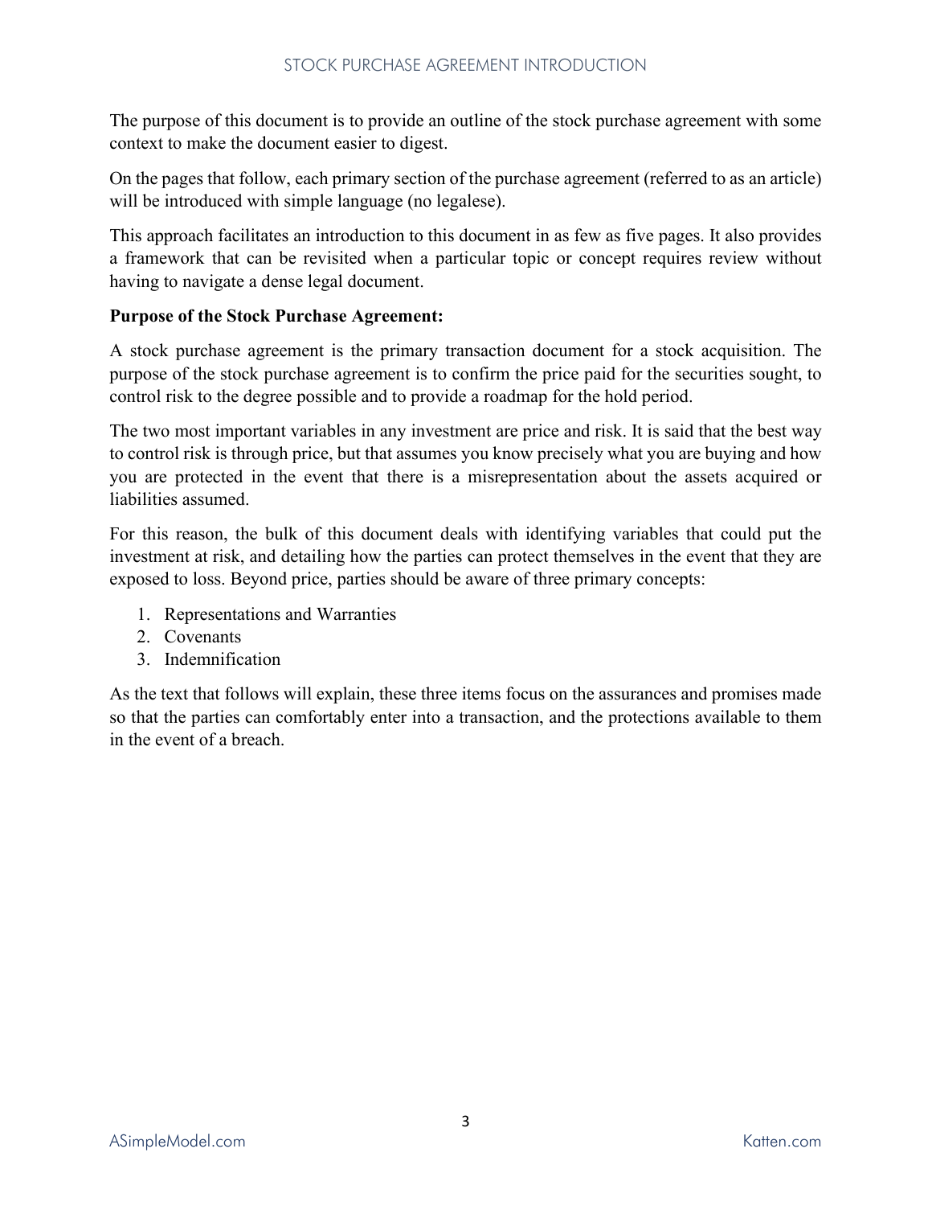The purpose of this document is to provide an outline of the stock purchase agreement with some context to make the document easier to digest.

On the pages that follow, each primary section of the purchase agreement (referred to as an article) will be introduced with simple language (no legalese).

This approach facilitates an introduction to this document in as few as five pages. It also provides a framework that can be revisited when a particular topic or concept requires review without having to navigate a dense legal document.

**Purpose of the Stock Purchase Agreement:**

A stock purchase agreement is the primary transaction document for a stock acquisition. The purpose of the stock purchase agreement is to confirm the price paid for the securities sought, to control risk to the degree possible and to provide a roadmap for the hold period.

The two most important variables in any investment are price and risk. It is said that the best way to control risk is through price, but that assumes you know precisely what you are buying and how you are protected in the event that there is a misrepresentation about the assets acquired or liabilities assumed.

For this reason, the bulk of this document deals with identifying variables that could put the investment at risk, and detailing how the parties can protect themselves in the event that they are exposed to loss. Beyond price, parties should be aware of three primary concepts:

1. Representations and Warranties
2. Covenants
3. Indemnification

As the text that follows will explain, these three items focus on the assurances and promises made so that the parties can comfortably enter into a transaction, and the protections available to them in the event of a breach.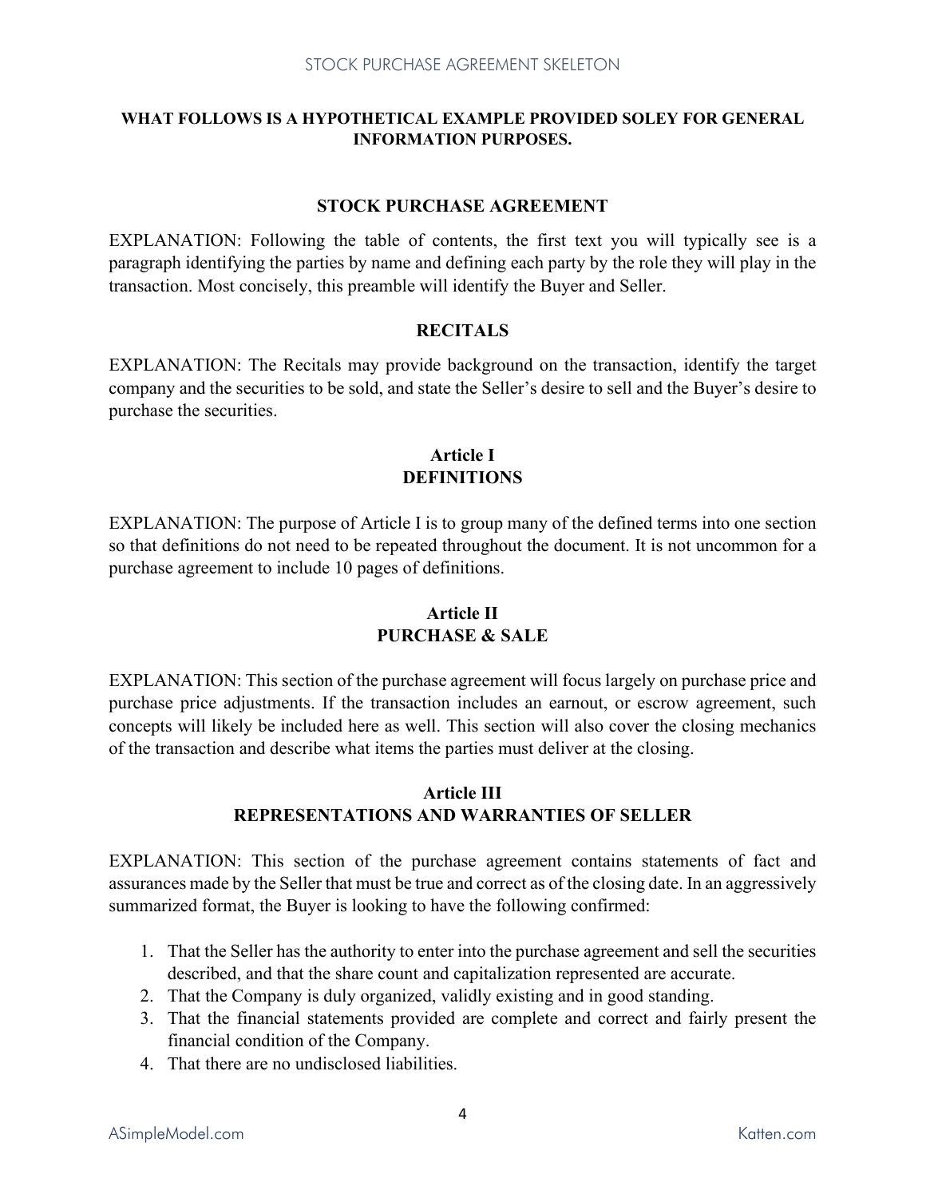**WHAT FOLLOWS IS A HYPOTHETICAL EXAMPLE PROVIDED SOLEY FOR GENERAL INFORMATION PURPOSES.**

## STOCK PURCHASE AGREEMENT

EXPLANATION: Following the table of contents, the first text you will typically see is a paragraph identifying the parties by name and defining each party by the role they will play in the transaction. Most concisely, this preamble will identify the Buyer and Seller.

## RECITALS

EXPLANATION: The Recitals may provide background on the transaction, identify the target company and the securities to be sold, and state the Seller's desire to sell and the Buyer's desire to purchase the securities.

## Article I DEFINITIONS

EXPLANATION: The purpose of Article I is to group many of the defined terms into one section so that definitions do not need to be repeated throughout the document. It is not uncommon for a purchase agreement to include 10 pages of definitions.

## Article II PURCHASE & SALE

EXPLANATION: This section of the purchase agreement will focus largely on purchase price and purchase price adjustments. If the transaction includes an earnout, or escrow agreement, such concepts will likely be included here as well. This section will also cover the closing mechanics of the transaction and describe what items the parties must deliver at the closing.

## Article III REPRESENTATIONS AND WARRANTIES OF SELLER

EXPLANATION: This section of the purchase agreement contains statements of fact and assurances made by the Seller that must be true and correct as of the closing date. In an aggressively summarized format, the Buyer is looking to have the following confirmed:

1. That the Seller has the authority to enter into the purchase agreement and sell the securities described, and that the share count and capitalization represented are accurate.
2. That the Company is duly organized, validly existing and in good standing.
3. That the financial statements provided are complete and correct and fairly present the financial condition of the Company.
4. That there are no undisclosed liabilities.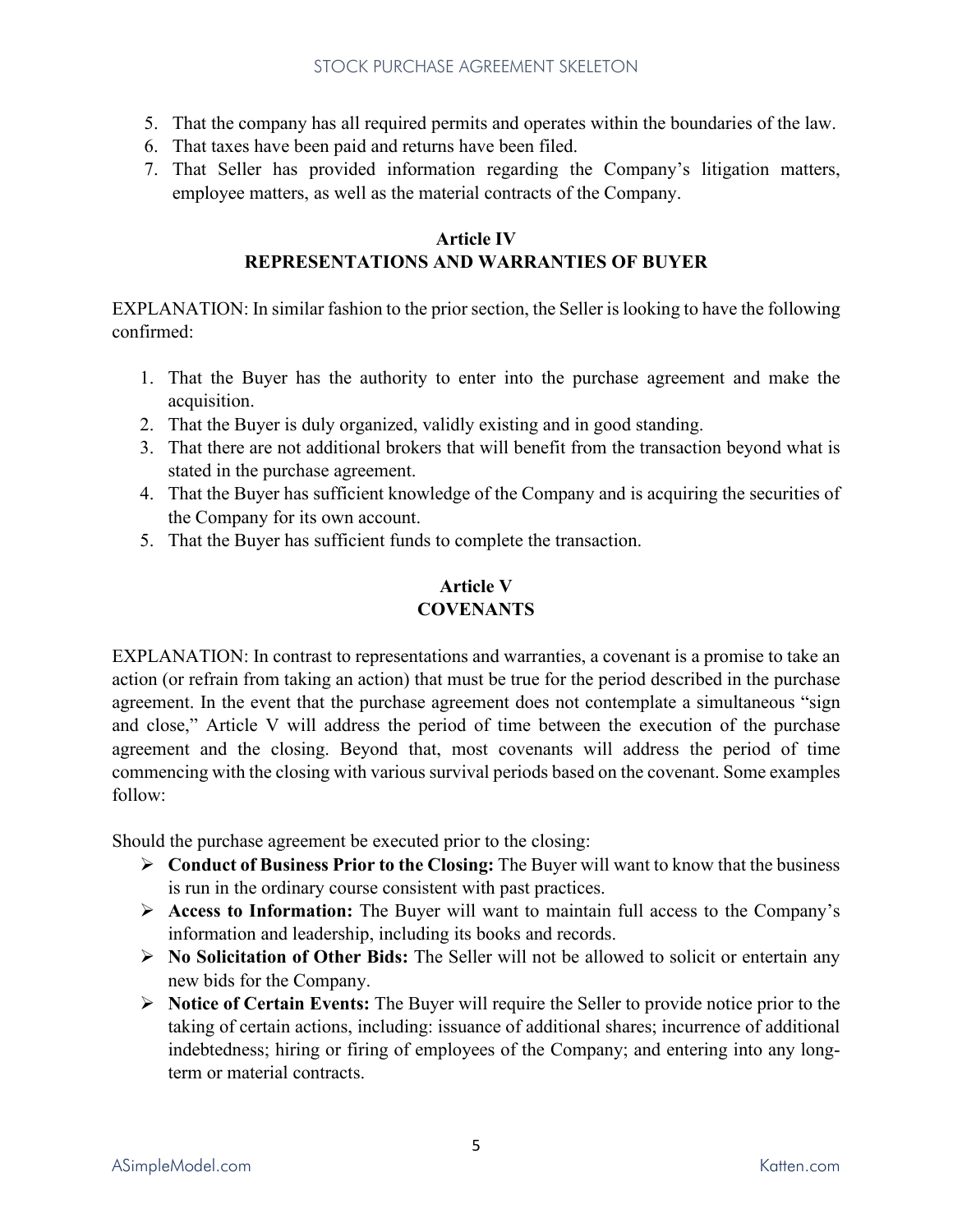5. That the company has all required permits and operates within the boundaries of the law.
6. That taxes have been paid and returns have been filed.
7. That Seller has provided information regarding the Company's litigation matters, employee matters, as well as the material contracts of the Company.

## Article IV
## REPRESENTATIONS AND WARRANTIES OF BUYER

EXPLANATION: In similar fashion to the prior section, the Seller is looking to have the following confirmed:

1. That the Buyer has the authority to enter into the purchase agreement and make the acquisition.
2. That the Buyer is duly organized, validly existing and in good standing.
3. That there are not additional brokers that will benefit from the transaction beyond what is stated in the purchase agreement.
4. That the Buyer has sufficient knowledge of the Company and is acquiring the securities of the Company for its own account.
5. That the Buyer has sufficient funds to complete the transaction.

## Article V
## COVENANTS

EXPLANATION: In contrast to representations and warranties, a covenant is a promise to take an action (or refrain from taking an action) that must be true for the period described in the purchase agreement. In the event that the purchase agreement does not contemplate a simultaneous "sign and close," Article V will address the period of time between the execution of the purchase agreement and the closing. Beyond that, most covenants will address the period of time commencing with the closing with various survival periods based on the covenant. Some examples follow:

Should the purchase agreement be executed prior to the closing:

- **Conduct of Business Prior to the Closing:** The Buyer will want to know that the business is run in the ordinary course consistent with past practices.
- **Access to Information:** The Buyer will want to maintain full access to the Company's information and leadership, including its books and records.
- **No Solicitation of Other Bids:** The Seller will not be allowed to solicit or entertain any new bids for the Company.
- **Notice of Certain Events:** The Buyer will require the Seller to provide notice prior to the taking of certain actions, including: issuance of additional shares; incurrence of additional indebtedness; hiring or firing of employees of the Company; and entering into any long-term or material contracts.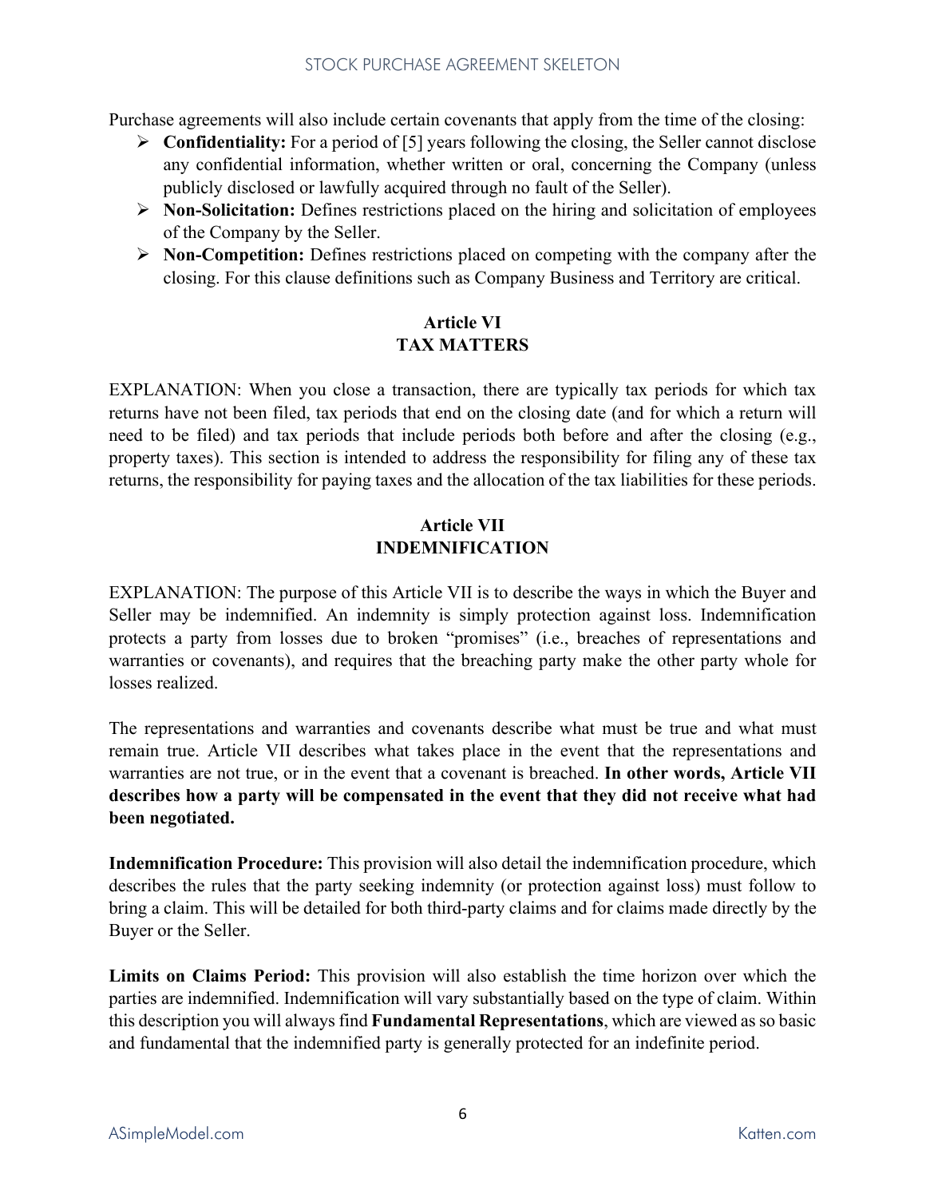Purchase agreements will also include certain covenants that apply from the time of the closing:

- **Confidentiality:** For a period of [5] years following the closing, the Seller cannot disclose any confidential information, whether written or oral, concerning the Company (unless publicly disclosed or lawfully acquired through no fault of the Seller).
- **Non-Solicitation:** Defines restrictions placed on the hiring and solicitation of employees of the Company by the Seller.
- **Non-Competition:** Defines restrictions placed on competing with the company after the closing. For this clause definitions such as Company Business and Territory are critical.

## Article VI
## TAX MATTERS

EXPLANATION: When you close a transaction, there are typically tax periods for which tax returns have not been filed, tax periods that end on the closing date (and for which a return will need to be filed) and tax periods that include periods both before and after the closing (e.g., property taxes). This section is intended to address the responsibility for filing any of these tax returns, the responsibility for paying taxes and the allocation of the tax liabilities for these periods.

## Article VII
## INDEMNIFICATION

EXPLANATION: The purpose of this Article VII is to describe the ways in which the Buyer and Seller may be indemnified. An indemnity is simply protection against loss. Indemnification protects a party from losses due to broken "promises" (i.e., breaches of representations and warranties or covenants), and requires that the breaching party make the other party whole for losses realized.

The representations and warranties and covenants describe what must be true and what must remain true. Article VII describes what takes place in the event that the representations and warranties are not true, or in the event that a covenant is breached. **In other words, Article VII describes how a party will be compensated in the event that they did not receive what had been negotiated.**

**Indemnification Procedure:** This provision will also detail the indemnification procedure, which describes the rules that the party seeking indemnity (or protection against loss) must follow to bring a claim. This will be detailed for both third-party claims and for claims made directly by the Buyer or the Seller.

**Limits on Claims Period:** This provision will also establish the time horizon over which the parties are indemnified. Indemnification will vary substantially based on the type of claim. Within this description you will always find **Fundamental Representations**, which are viewed as so basic and fundamental that the indemnified party is generally protected for an indefinite period.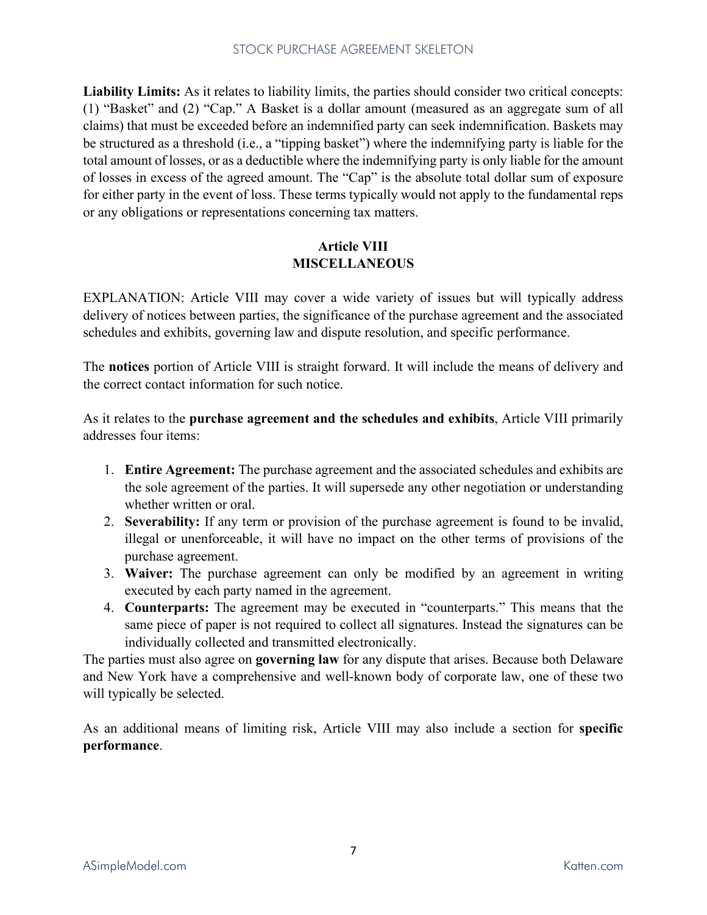**Liability Limits:** As it relates to liability limits, the parties should consider two critical concepts: (1) "Basket" and (2) "Cap." A Basket is a dollar amount (measured as an aggregate sum of all claims) that must be exceeded before an indemnified party can seek indemnification. Baskets may be structured as a threshold (i.e., a "tipping basket") where the indemnifying party is liable for the total amount of losses, or as a deductible where the indemnifying party is only liable for the amount of losses in excess of the agreed amount. The "Cap" is the absolute total dollar sum of exposure for either party in the event of loss. These terms typically would not apply to the fundamental reps or any obligations or representations concerning tax matters.

## Article VIII
## MISCELLANEOUS

EXPLANATION: Article VIII may cover a wide variety of issues but will typically address delivery of notices between parties, the significance of the purchase agreement and the associated schedules and exhibits, governing law and dispute resolution, and specific performance.

The **notices** portion of Article VIII is straight forward. It will include the means of delivery and the correct contact information for such notice.

As it relates to the **purchase agreement and the schedules and exhibits**, Article VIII primarily addresses four items:

1. **Entire Agreement:** The purchase agreement and the associated schedules and exhibits are the sole agreement of the parties. It will supersede any other negotiation or understanding whether written or oral.
2. **Severability:** If any term or provision of the purchase agreement is found to be invalid, illegal or unenforceable, it will have no impact on the other terms of provisions of the purchase agreement.
3. **Waiver:** The purchase agreement can only be modified by an agreement in writing executed by each party named in the agreement.
4. **Counterparts:** The agreement may be executed in "counterparts." This means that the same piece of paper is not required to collect all signatures. Instead the signatures can be individually collected and transmitted electronically.

The parties must also agree on **governing law** for any dispute that arises. Because both Delaware and New York have a comprehensive and well-known body of corporate law, one of these two will typically be selected.

As an additional means of limiting risk, Article VIII may also include a section for **specific performance**.